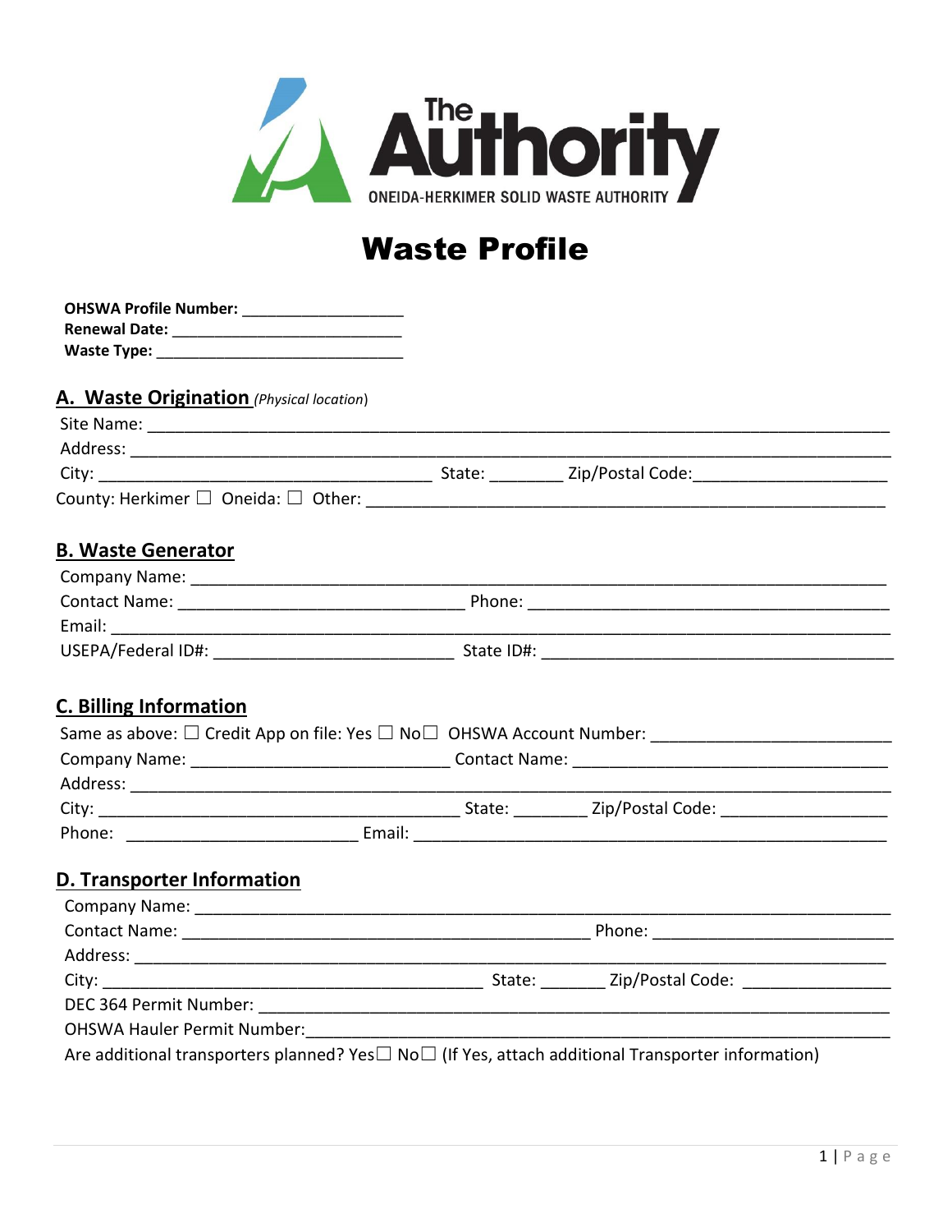The Authority
ONEIDA-HERKIMER SOLID WASTE AUTHORITY

# Waste Profile

**OHSWA Profile Number:** ___________________
**Renewal Date:** ___________________________
**Waste Type:** _____________________________

## A. Waste Origination *(Physical location)*

Site Name: ___________________________________________________________________________
Address: _____________________________________________________________________________
City: _____________________________________ State: ________ Zip/Postal Code: _____________________
County: Herkimer ☐ Oneida: ☐ Other: _________________________________________________________

## B. Waste Generator

Company Name: ______________________________________________________________________
Contact Name: _______________________________ Phone: _______________________________________
Email: ________________________________________________________________________________
USEPA/Federal ID#: __________________________ State ID#: _____________________________________

## C. Billing Information

Same as above: ☐ Credit App on file: Yes ☐ No☐ OHSWA Account Number: __________________________
Company Name: ___________________________ Contact Name: ___________________________________
Address: _______________________________________________________________________________
City: ________________________________________ State: ________ Zip/Postal Code: __________________
Phone: ________________________ Email: ______________________________________________________

## D. Transporter Information

Company Name: ______________________________________________________________________
Contact Name: _____________________________________________ Phone: _________________________
Address: _____________________________________________________________________________
City: __________________________________________ State: _______ Zip/Postal Code: ________________
DEC 364 Permit Number: _______________________________________________________________
OHSWA Hauler Permit Number:_________________________________________________________
Are additional transporters planned? Yes☐ No☐ (If Yes, attach additional Transporter information)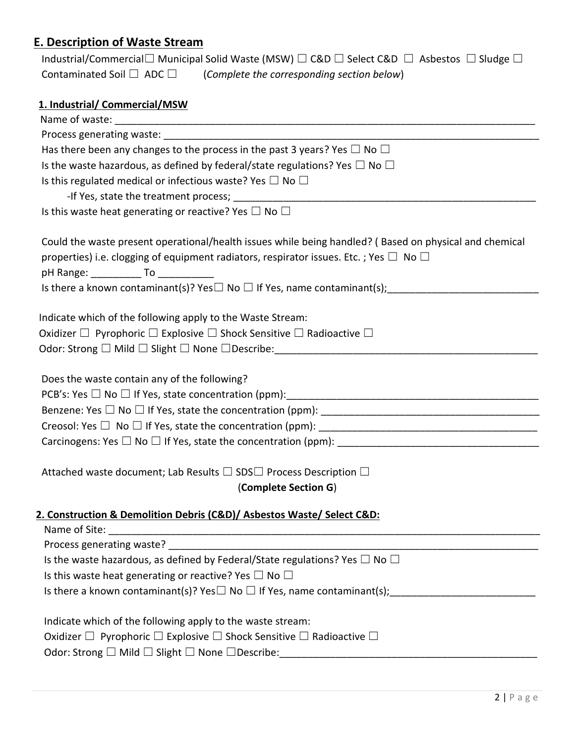## E. Description of Waste Stream

Industrial/Commercial☐ Municipal Solid Waste (MSW) ☐ C&D ☐ Select C&D ☐ Asbestos ☐ Sludge ☐ Contaminated Soil ☐ ADC ☐ (*Complete the corresponding section below*)

### 1. Industrial/ Commercial/MSW

Name of waste: ___________________________________________________________________________

Process generating waste: ______________________________________________________________________

Has there been any changes to the process in the past 3 years? Yes ☐ No ☐

Is the waste hazardous, as defined by federal/state regulations? Yes ☐ No ☐

Is this regulated medical or infectious waste? Yes ☐ No ☐

-If Yes, state the treatment process; ______________________________________________________

Is this waste heat generating or reactive? Yes ☐ No ☐

Could the waste present operational/health issues while being handled? ( Based on physical and chemical properties) i.e. clogging of equipment radiators, respirator issues. Etc. ; Yes ☐ No ☐

pH Range: _________ To __________

Is there a known contaminant(s)? Yes☐ No ☐ If Yes, name contaminant(s);___________________________

Indicate which of the following apply to the Waste Stream:

Oxidizer ☐ Pyrophoric ☐ Explosive ☐ Shock Sensitive ☐ Radioactive ☐

Odor: Strong ☐ Mild ☐ Slight ☐ None ☐Describe:_________________________________________________

Does the waste contain any of the following?

PCB's: Yes ☐ No ☐ If Yes, state concentration (ppm):_____________________________________________

Benzene: Yes ☐ No ☐ If Yes, state the concentration (ppm): ________________________________________

Creosol: Yes ☐ No ☐ If Yes, state the concentration (ppm): ________________________________________

Carcinogens: Yes ☐ No ☐ If Yes, state the concentration (ppm): _____________________________________

Attached waste document; Lab Results ☐ SDS☐ Process Description ☐

(**Complete Section G**)

### 2. Construction & Demolition Debris (C&D)/ Asbestos Waste/ Select C&D:

Name of Site: _____________________________________________________________________________

Process generating waste? ______________________________________________________________________

Is the waste hazardous, as defined by Federal/State regulations? Yes ☐ No ☐

Is this waste heat generating or reactive? Yes ☐ No ☐

Is there a known contaminant(s)? Yes☐ No ☐ If Yes, name contaminant(s);__________________________

Indicate which of the following apply to the waste stream:

Oxidizer ☐ Pyrophoric ☐ Explosive ☐ Shock Sensitive ☐ Radioactive ☐

Odor: Strong ☐ Mild ☐ Slight ☐ None ☐Describe:_______________________________________________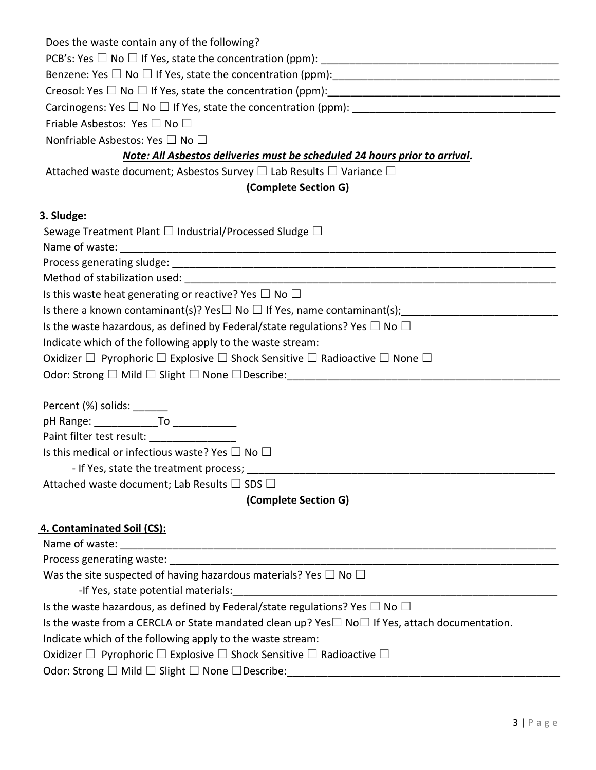Does the waste contain any of the following?

PCB's: Yes ☐ No ☐ If Yes, state the concentration (ppm): ________________________________________

Benzene: Yes ☐ No ☐ If Yes, state the concentration (ppm):________________________________________

Creosol: Yes ☐ No ☐ If Yes, state the concentration (ppm):________________________________________

Carcinogens: Yes ☐ No ☐ If Yes, state the concentration (ppm): ___________________________________

Friable Asbestos: Yes ☐ No ☐

Nonfriable Asbestos: Yes ☐ No ☐

***Note: All Asbestos deliveries must be scheduled 24 hours prior to arrival.***

Attached waste document; Asbestos Survey ☐ Lab Results ☐ Variance ☐

**(Complete Section G)**

**3. Sludge:**

Sewage Treatment Plant ☐ Industrial/Processed Sludge ☐

Name of waste: ____________________________________________________________________________

Process generating sludge: __________________________________________________________________

Method of stabilization used: _______________________________________________________________

Is this waste heat generating or reactive? Yes ☐ No ☐

Is there a known contaminant(s)? Yes☐ No ☐ If Yes, name contaminant(s);__________________________

Is the waste hazardous, as defined by Federal/state regulations? Yes ☐ No ☐

Indicate which of the following apply to the waste stream:

Oxidizer ☐ Pyrophoric ☐ Explosive ☐ Shock Sensitive ☐ Radioactive ☐ None ☐

Odor: Strong ☐ Mild ☐ Slight ☐ None ☐Describe:______________________________________________

Percent (%) solids: ______

pH Range: ___________To ___________

Paint filter test result: _______________

Is this medical or infectious waste? Yes ☐ No ☐

- If Yes, state the treatment process; ______________________________________________________

Attached waste document; Lab Results ☐ SDS ☐

**(Complete Section G)**

**4. Contaminated Soil (CS):**

Name of waste: ____________________________________________________________________________

Process generating waste: __________________________________________________________________

Was the site suspected of having hazardous materials? Yes ☐ No ☐

-If Yes, state potential materials:_________________________________________________________

Is the waste hazardous, as defined by Federal/state regulations? Yes ☐ No ☐

Is the waste from a CERCLA or State mandated clean up? Yes☐ No☐ If Yes, attach documentation.

Indicate which of the following apply to the waste stream:

Oxidizer ☐ Pyrophoric ☐ Explosive ☐ Shock Sensitive ☐ Radioactive ☐

Odor: Strong ☐ Mild ☐ Slight ☐ None ☐Describe:______________________________________________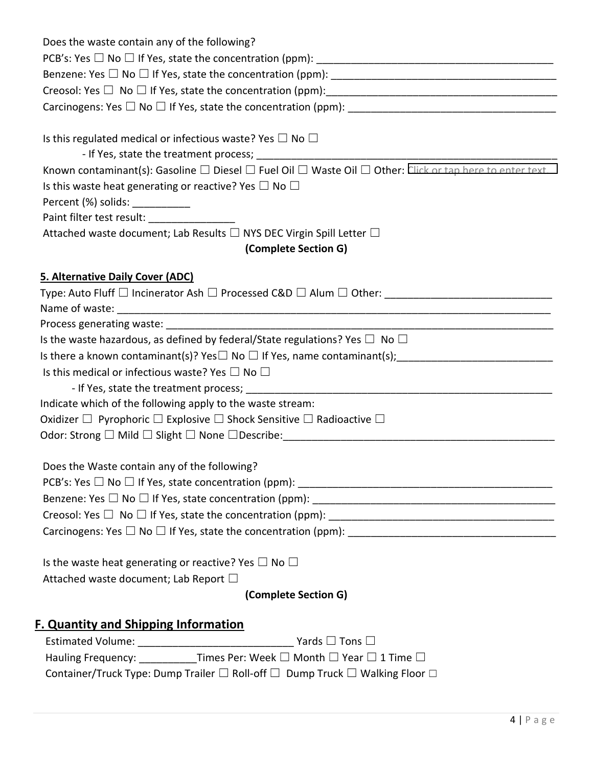Does the waste contain any of the following?

PCB's: Yes ☐ No ☐ If Yes, state the concentration (ppm): ________________________________________

Benzene: Yes ☐ No ☐ If Yes, state the concentration (ppm): ______________________________________

Creosol: Yes ☐ No ☐ If Yes, state the concentration (ppm):_______________________________________

Carcinogens: Yes ☐ No ☐ If Yes, state the concentration (ppm): ___________________________________

Is this regulated medical or infectious waste? Yes ☐ No ☐

- If Yes, state the treatment process; _____________________________________________________

Known contaminant(s): Gasoline ☐ Diesel ☐ Fuel Oil ☐ Waste Oil ☐ Other: Click or tap here to enter text.

Is this waste heat generating or reactive? Yes ☐ No ☐

Percent (%) solids: __________

Paint filter test result: _______________

Attached waste document; Lab Results ☐ NYS DEC Virgin Spill Letter ☐

**(Complete Section G)**

**5. Alternative Daily Cover (ADC)**

Type: Auto Fluff ☐ Incinerator Ash ☐ Processed C&D ☐ Alum ☐ Other: ____________________________

Name of waste: ___________________________________________________________________________

Process generating waste: __________________________________________________________________

Is the waste hazardous, as defined by federal/State regulations? Yes ☐ No ☐

Is there a known contaminant(s)? Yes☐ No ☐ If Yes, name contaminant(s);__________________________

Is this medical or infectious waste? Yes ☐ No ☐

- If Yes, state the treatment process; _____________________________________________________

Indicate which of the following apply to the waste stream:

Oxidizer ☐ Pyrophoric ☐ Explosive ☐ Shock Sensitive ☐ Radioactive ☐

Odor: Strong ☐ Mild ☐ Slight ☐ None ☐Describe:_______________________________________________

Does the Waste contain any of the following?

PCB's: Yes ☐ No ☐ If Yes, state concentration (ppm): ____________________________________________

Benzene: Yes ☐ No ☐ If Yes, state concentration (ppm): __________________________________________

Creosol: Yes ☐ No ☐ If Yes, state the concentration (ppm): ______________________________________

Carcinogens: Yes ☐ No ☐ If Yes, state the concentration (ppm): ___________________________________

Is the waste heat generating or reactive? Yes ☐ No ☐

Attached waste document; Lab Report ☐

**(Complete Section G)**

## F. Quantity and Shipping Information

Estimated Volume: ___________________________ Yards ☐ Tons ☐

Hauling Frequency: __________Times Per: Week ☐ Month ☐ Year ☐ 1 Time ☐

Container/Truck Type: Dump Trailer ☐ Roll-off ☐ Dump Truck ☐ Walking Floor ☐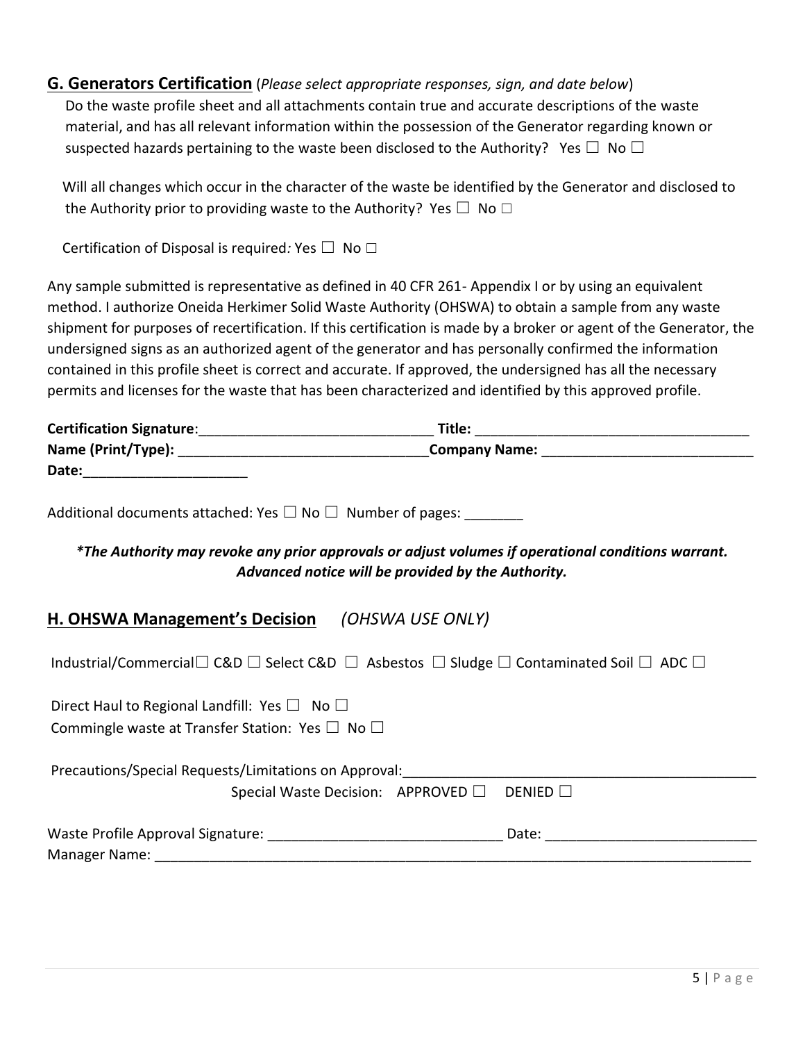## G. Generators Certification (*Please select appropriate responses, sign, and date below*)

Do the waste profile sheet and all attachments contain true and accurate descriptions of the waste material, and has all relevant information within the possession of the Generator regarding known or suspected hazards pertaining to the waste been disclosed to the Authority? Yes ☐ No ☐

Will all changes which occur in the character of the waste be identified by the Generator and disclosed to the Authority prior to providing waste to the Authority? Yes ☐ No ☐

Certification of Disposal is required*:* Yes ☐ No ☐

Any sample submitted is representative as defined in 40 CFR 261- Appendix I or by using an equivalent method. I authorize Oneida Herkimer Solid Waste Authority (OHSWA) to obtain a sample from any waste shipment for purposes of recertification. If this certification is made by a broker or agent of the Generator, the undersigned signs as an authorized agent of the generator and has personally confirmed the information contained in this profile sheet is correct and accurate. If approved, the undersigned has all the necessary permits and licenses for the waste that has been characterized and identified by this approved profile.

**Certification Signature**:______________________________ **Title:** ___________________________________
**Name (Print/Type):** ________________________________**Company Name:** ___________________________
**Date:**_____________________

Additional documents attached: Yes ☐ No ☐ Number of pages: _______

***\*The Authority may revoke any prior approvals or adjust volumes if operational conditions warrant. Advanced notice will be provided by the Authority.***

## H. OHSWA Management's Decision *(OHSWA USE ONLY)*

Industrial/Commercial☐ C&D ☐ Select C&D ☐ Asbestos ☐ Sludge ☐ Contaminated Soil ☐ ADC ☐

Direct Haul to Regional Landfill: Yes ☐ No ☐
Commingle waste at Transfer Station: Yes ☐ No ☐

Precautions/Special Requests/Limitations on Approval:_____________________________________________
Special Waste Decision: APPROVED ☐ DENIED ☐

Waste Profile Approval Signature: ______________________________ Date: ___________________________
Manager Name: _____________________________________________________________________________